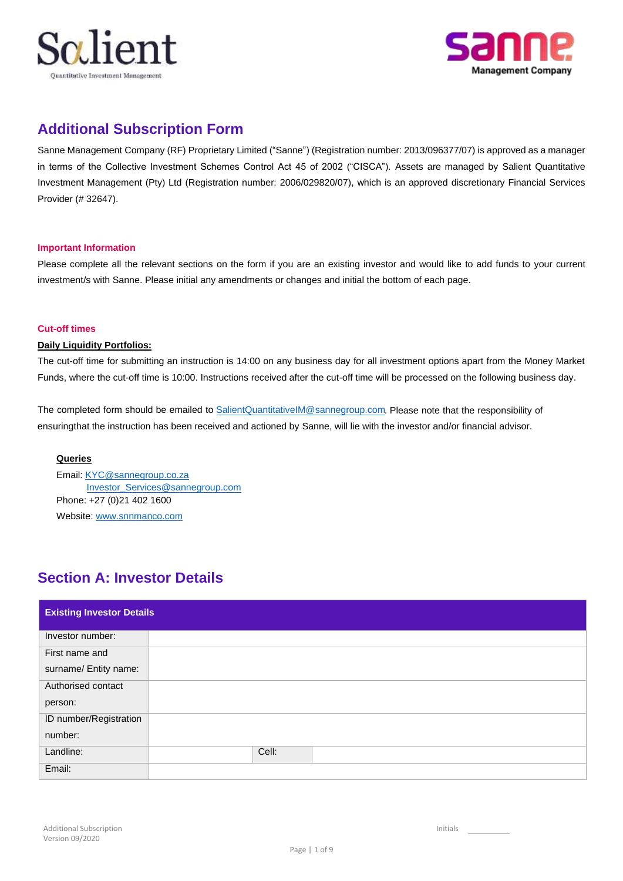Salient
Quantitative Investment Management

sanne
Management Company

# Additional Subscription Form

Sanne Management Company (RF) Proprietary Limited ("Sanne") (Registration number: 2013/096377/07) is approved as a manager in terms of the Collective Investment Schemes Control Act 45 of 2002 ("CISCA"). Assets are managed by Salient Quantitative Investment Management (Pty) Ltd (Registration number: 2006/029820/07), which is an approved discretionary Financial Services Provider (# 32647).

**Important Information**

Please complete all the relevant sections on the form if you are an existing investor and would like to add funds to your current investment/s with Sanne. Please initial any amendments or changes and initial the bottom of each page.

**Cut-off times**

**Daily Liquidity Portfolios:**

The cut-off time for submitting an instruction is 14:00 on any business day for all investment options apart from the Money Market Funds, where the cut-off time is 10:00. Instructions received after the cut-off time will be processed on the following business day.

The completed form should be emailed to SalientQuantitativeIM@sannegroup.com. Please note that the responsibility of ensuringthat the instruction has been received and actioned by Sanne, will lie with the investor and/or financial advisor.

**Queries**

Email: KYC@sannegroup.co.za
Investor_Services@sannegroup.com
Phone: +27 (0)21 402 1600
Website: www.snnmanco.com

## Section A: Investor Details

| Existing Investor Details | | | |
|---|---|---|---|
| Investor number: | | | |
| First name and surname/ Entity name: | | | |
| Authorised contact person: | | | |
| ID number/Registration number: | | | |
| Landline: | | Cell: | |
| Email: | | | |

Additional Subscription
Version 09/2020

Initials \_\_\_\_\_\_\_\_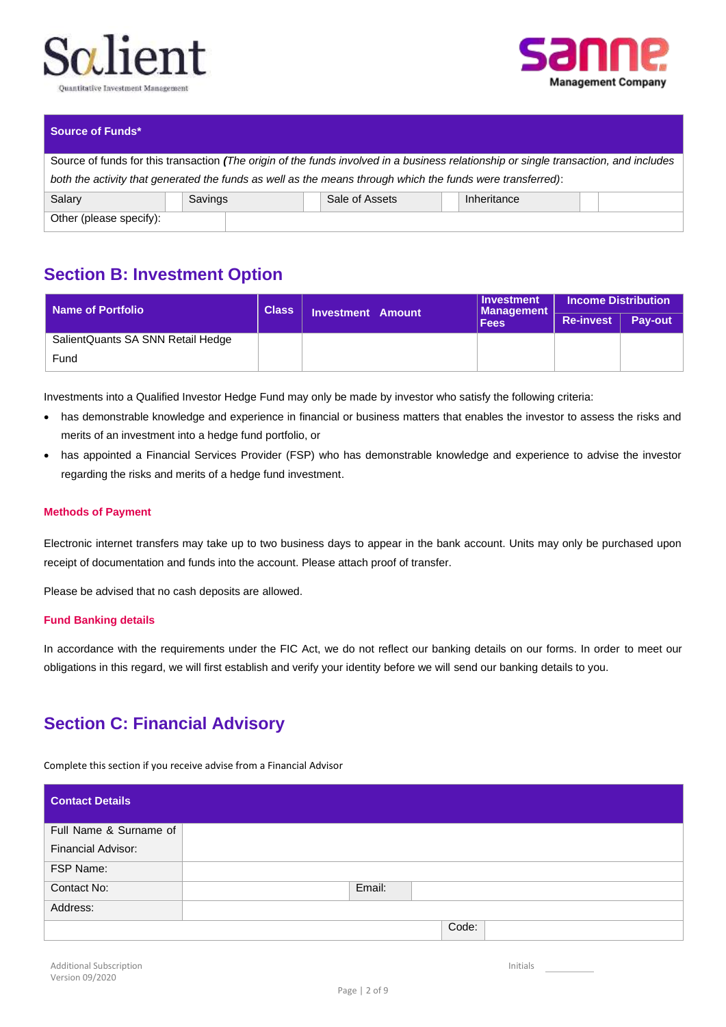| Source of Funds* | | | | | | | |
|---|---|---|---|---|---|---|---|
| Source of funds for this transaction ***(****The origin of the funds involved in a business relationship or single transaction, and includes both the activity that generated the funds as well as the means through which the funds were transferred)*: | | | | | | | |
| Salary | | Savings | | Sale of Assets | | Inheritance | |
| Other (please specify): | | | | | | | |

## Section B: Investment Option

| Name of Portfolio | Class | Investment Amount | Investment Management Fees | Income Distribution | |
|---|---|---|---|---|---|
| | | | | Re-invest | Pay-out |
| SalientQuants SA SNN Retail Hedge Fund | | | | | |

Investments into a Qualified Investor Hedge Fund may only be made by investor who satisfy the following criteria:

- has demonstrable knowledge and experience in financial or business matters that enables the investor to assess the risks and merits of an investment into a hedge fund portfolio, or
- has appointed a Financial Services Provider (FSP) who has demonstrable knowledge and experience to advise the investor regarding the risks and merits of a hedge fund investment.

### Methods of Payment

Electronic internet transfers may take up to two business days to appear in the bank account. Units may only be purchased upon receipt of documentation and funds into the account. Please attach proof of transfer.

Please be advised that no cash deposits are allowed.

### Fund Banking details

In accordance with the requirements under the FIC Act, we do not reflect our banking details on our forms. In order to meet our obligations in this regard, we will first establish and verify your identity before we will send our banking details to you.

## Section C: Financial Advisory

Complete this section if you receive advise from a Financial Advisor

| Contact Details | | | |
|---|---|---|---|
| Full Name & Surname of Financial Advisor: | | | |
| FSP Name: | | | |
| Contact No: | | Email: | |
| Address: | | | |
| | | Code: | |

Additional Subscription
Version 09/2020

Initials ________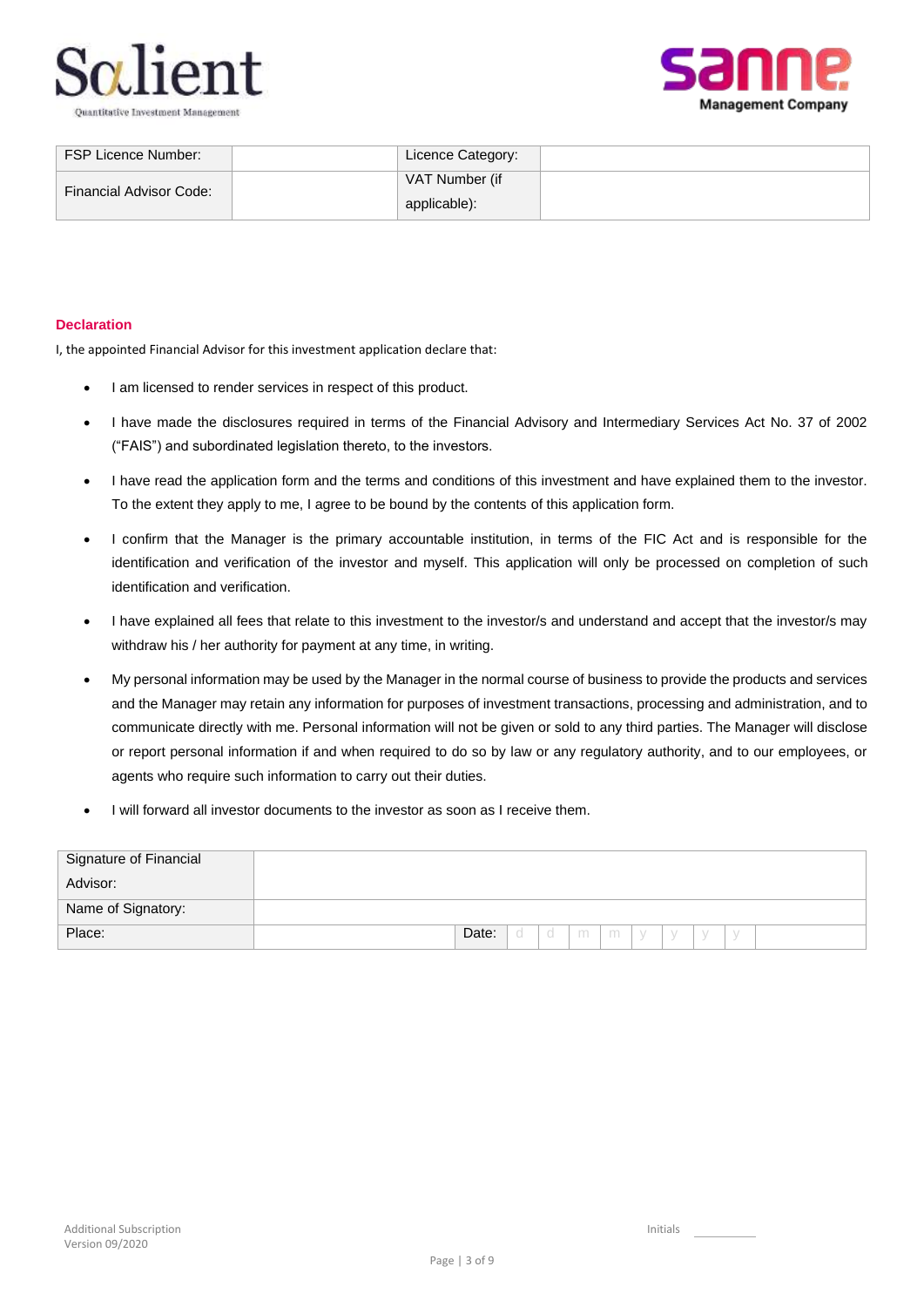| FSP Licence Number: | | Licence Category: | |
|---|---|---|---|
| Financial Advisor Code: | | VAT Number (if applicable): | |

**Declaration**

I, the appointed Financial Advisor for this investment application declare that:

- I am licensed to render services in respect of this product.
- I have made the disclosures required in terms of the Financial Advisory and Intermediary Services Act No. 37 of 2002 ("FAIS") and subordinated legislation thereto, to the investors.
- I have read the application form and the terms and conditions of this investment and have explained them to the investor. To the extent they apply to me, I agree to be bound by the contents of this application form.
- I confirm that the Manager is the primary accountable institution, in terms of the FIC Act and is responsible for the identification and verification of the investor and myself. This application will only be processed on completion of such identification and verification.
- I have explained all fees that relate to this investment to the investor/s and understand and accept that the investor/s may withdraw his / her authority for payment at any time, in writing.
- My personal information may be used by the Manager in the normal course of business to provide the products and services and the Manager may retain any information for purposes of investment transactions, processing and administration, and to communicate directly with me. Personal information will not be given or sold to any third parties. The Manager will disclose or report personal information if and when required to do so by law or any regulatory authority, and to our employees, or agents who require such information to carry out their duties.
- I will forward all investor documents to the investor as soon as I receive them.

| Signature of Financial Advisor: | | | |
|---|---|---|---|
| Name of Signatory: | | | |
| Place: | | Date: | d d m m y y y y |

Additional Subscription
Version 09/2020

Initials ________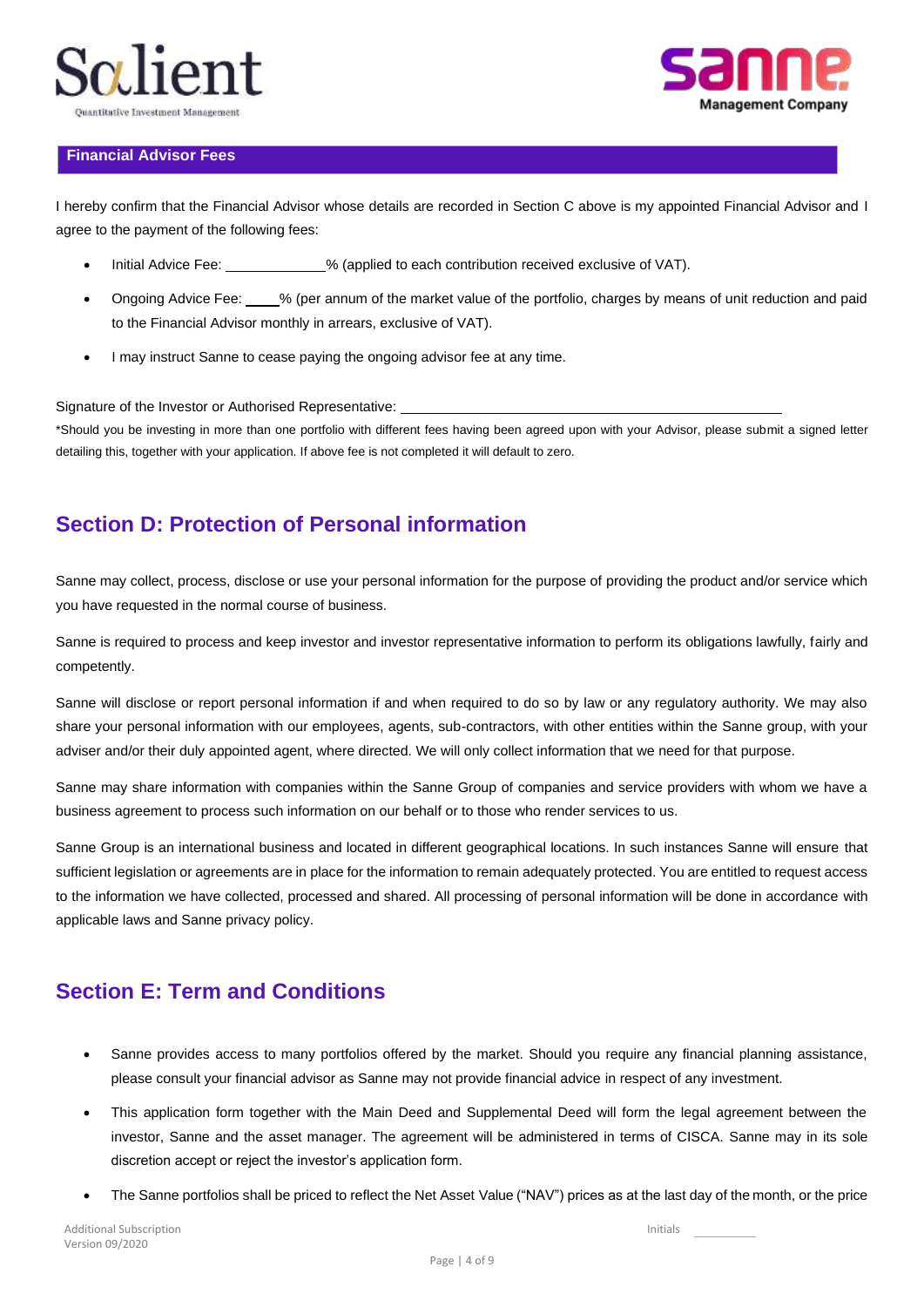## Financial Advisor Fees

I hereby confirm that the Financial Advisor whose details are recorded in Section C above is my appointed Financial Advisor and I agree to the payment of the following fees:

- Initial Advice Fee: ____________% (applied to each contribution received exclusive of VAT).
- Ongoing Advice Fee: ____% (per annum of the market value of the portfolio, charges by means of unit reduction and paid to the Financial Advisor monthly in arrears, exclusive of VAT).
- I may instruct Sanne to cease paying the ongoing advisor fee at any time.

Signature of the Investor or Authorised Representative: ________________________________________

*Should you be investing in more than one portfolio with different fees having been agreed upon with your Advisor, please submit a signed letter detailing this, together with your application. If above fee is not completed it will default to zero.

## Section D: Protection of Personal information

Sanne may collect, process, disclose or use your personal information for the purpose of providing the product and/or service which you have requested in the normal course of business.

Sanne is required to process and keep investor and investor representative information to perform its obligations lawfully, fairly and competently.

Sanne will disclose or report personal information if and when required to do so by law or any regulatory authority. We may also share your personal information with our employees, agents, sub-contractors, with other entities within the Sanne group, with your adviser and/or their duly appointed agent, where directed. We will only collect information that we need for that purpose.

Sanne may share information with companies within the Sanne Group of companies and service providers with whom we have a business agreement to process such information on our behalf or to those who render services to us.

Sanne Group is an international business and located in different geographical locations. In such instances Sanne will ensure that sufficient legislation or agreements are in place for the information to remain adequately protected. You are entitled to request access to the information we have collected, processed and shared. All processing of personal information will be done in accordance with applicable laws and Sanne privacy policy.

## Section E: Term and Conditions

- Sanne provides access to many portfolios offered by the market. Should you require any financial planning assistance, please consult your financial advisor as Sanne may not provide financial advice in respect of any investment.
- This application form together with the Main Deed and Supplemental Deed will form the legal agreement between the investor, Sanne and the asset manager. The agreement will be administered in terms of CISCA. Sanne may in its sole discretion accept or reject the investor's application form.
- The Sanne portfolios shall be priced to reflect the Net Asset Value ("NAV") prices as at the last day of the month, or the price

Initials ________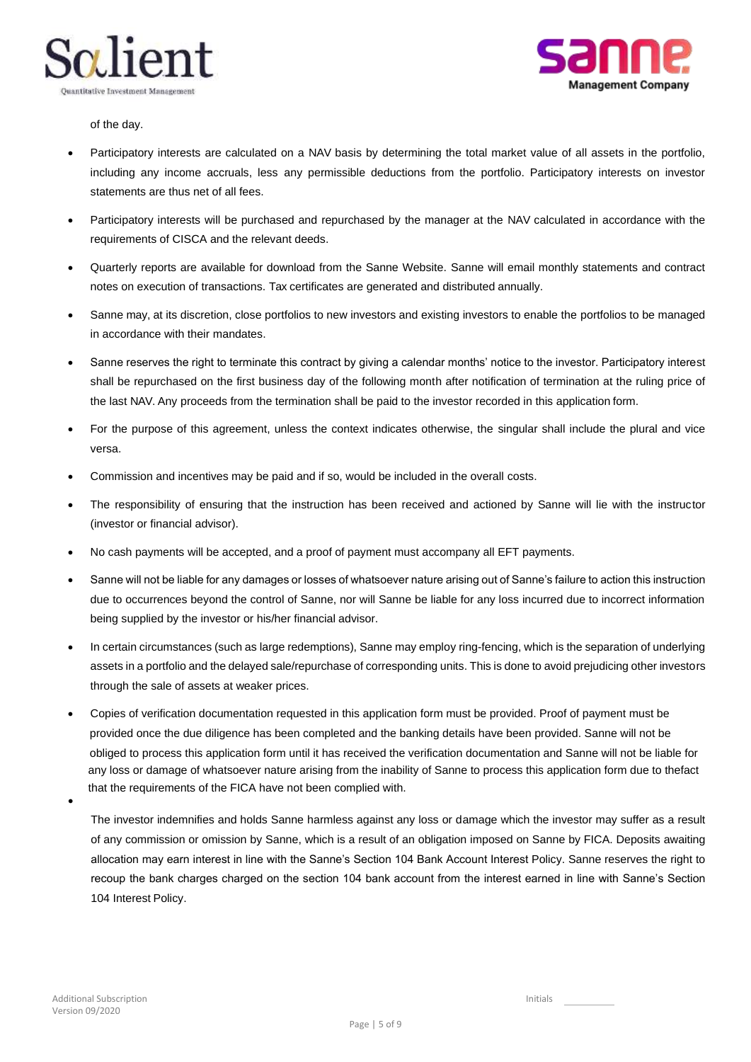of the day.

- Participatory interests are calculated on a NAV basis by determining the total market value of all assets in the portfolio, including any income accruals, less any permissible deductions from the portfolio. Participatory interests on investor statements are thus net of all fees.
- Participatory interests will be purchased and repurchased by the manager at the NAV calculated in accordance with the requirements of CISCA and the relevant deeds.
- Quarterly reports are available for download from the Sanne Website. Sanne will email monthly statements and contract notes on execution of transactions. Tax certificates are generated and distributed annually.
- Sanne may, at its discretion, close portfolios to new investors and existing investors to enable the portfolios to be managed in accordance with their mandates.
- Sanne reserves the right to terminate this contract by giving a calendar months' notice to the investor. Participatory interest shall be repurchased on the first business day of the following month after notification of termination at the ruling price of the last NAV. Any proceeds from the termination shall be paid to the investor recorded in this application form.
- For the purpose of this agreement, unless the context indicates otherwise, the singular shall include the plural and vice versa.
- Commission and incentives may be paid and if so, would be included in the overall costs.
- The responsibility of ensuring that the instruction has been received and actioned by Sanne will lie with the instructor (investor or financial advisor).
- No cash payments will be accepted, and a proof of payment must accompany all EFT payments.
- Sanne will not be liable for any damages or losses of whatsoever nature arising out of Sanne's failure to action this instruction due to occurrences beyond the control of Sanne, nor will Sanne be liable for any loss incurred due to incorrect information being supplied by the investor or his/her financial advisor.
- In certain circumstances (such as large redemptions), Sanne may employ ring-fencing, which is the separation of underlying assets in a portfolio and the delayed sale/repurchase of corresponding units. This is done to avoid prejudicing other investors through the sale of assets at weaker prices.
- Copies of verification documentation requested in this application form must be provided. Proof of payment must be provided once the due diligence has been completed and the banking details have been provided. Sanne will not be obliged to process this application form until it has received the verification documentation and Sanne will not be liable for any loss or damage of whatsoever nature arising from the inability of Sanne to process this application form due to thefact that the requirements of the FICA have not been complied with.
- The investor indemnifies and holds Sanne harmless against any loss or damage which the investor may suffer as a result of any commission or omission by Sanne, which is a result of an obligation imposed on Sanne by FICA. Deposits awaiting allocation may earn interest in line with the Sanne's Section 104 Bank Account Interest Policy. Sanne reserves the right to recoup the bank charges charged on the section 104 bank account from the interest earned in line with Sanne's Section 104 Interest Policy.

Initials ________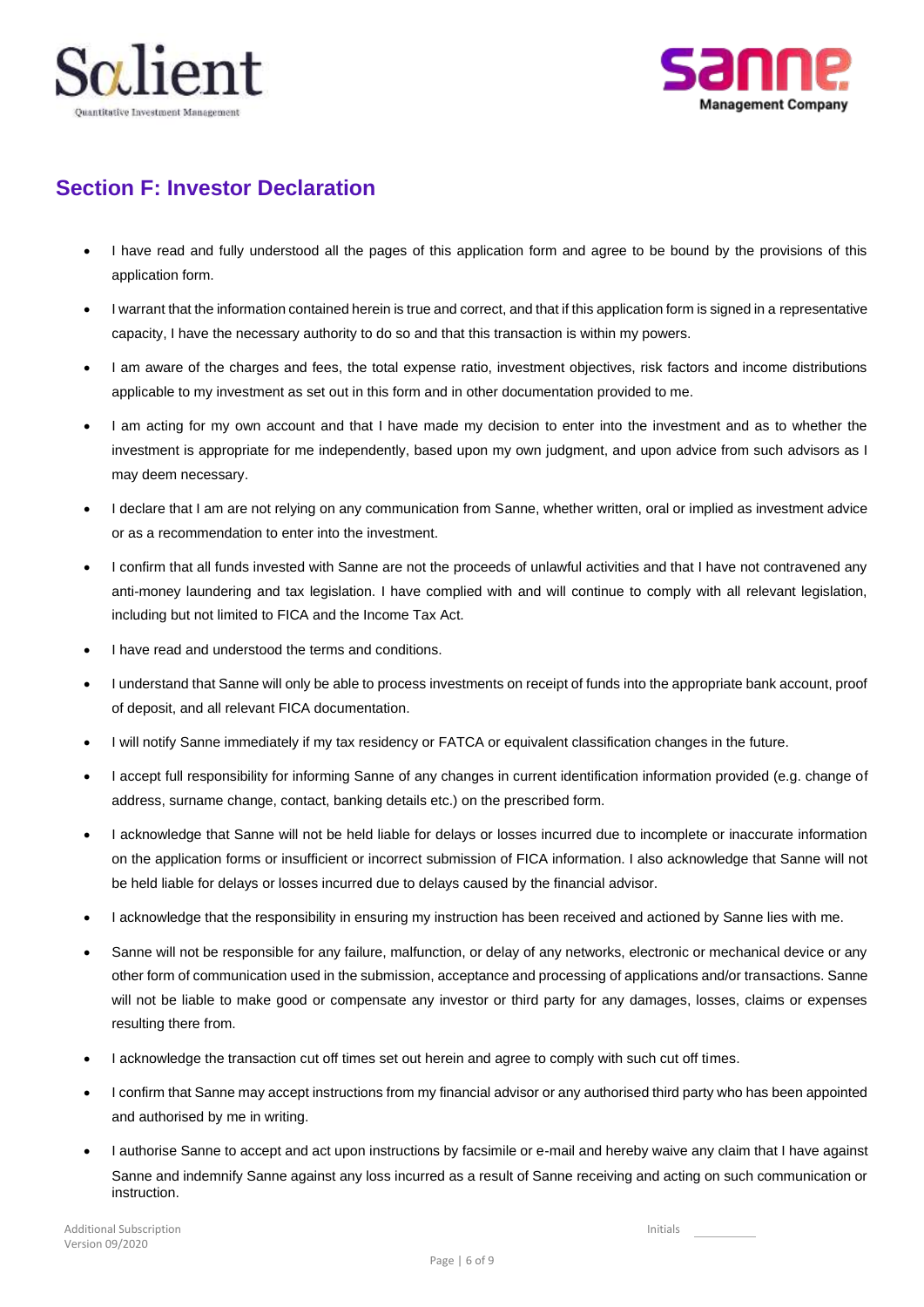## Section F: Investor Declaration

- I have read and fully understood all the pages of this application form and agree to be bound by the provisions of this application form.
- I warrant that the information contained herein is true and correct, and that if this application form is signed in a representative capacity, I have the necessary authority to do so and that this transaction is within my powers.
- I am aware of the charges and fees, the total expense ratio, investment objectives, risk factors and income distributions applicable to my investment as set out in this form and in other documentation provided to me.
- I am acting for my own account and that I have made my decision to enter into the investment and as to whether the investment is appropriate for me independently, based upon my own judgment, and upon advice from such advisors as I may deem necessary.
- I declare that I am are not relying on any communication from Sanne, whether written, oral or implied as investment advice or as a recommendation to enter into the investment.
- I confirm that all funds invested with Sanne are not the proceeds of unlawful activities and that I have not contravened any anti-money laundering and tax legislation. I have complied with and will continue to comply with all relevant legislation, including but not limited to FICA and the Income Tax Act.
- I have read and understood the terms and conditions.
- I understand that Sanne will only be able to process investments on receipt of funds into the appropriate bank account, proof of deposit, and all relevant FICA documentation.
- I will notify Sanne immediately if my tax residency or FATCA or equivalent classification changes in the future.
- I accept full responsibility for informing Sanne of any changes in current identification information provided (e.g. change of address, surname change, contact, banking details etc.) on the prescribed form.
- I acknowledge that Sanne will not be held liable for delays or losses incurred due to incomplete or inaccurate information on the application forms or insufficient or incorrect submission of FICA information. I also acknowledge that Sanne will not be held liable for delays or losses incurred due to delays caused by the financial advisor.
- I acknowledge that the responsibility in ensuring my instruction has been received and actioned by Sanne lies with me.
- Sanne will not be responsible for any failure, malfunction, or delay of any networks, electronic or mechanical device or any other form of communication used in the submission, acceptance and processing of applications and/or transactions. Sanne will not be liable to make good or compensate any investor or third party for any damages, losses, claims or expenses resulting there from.
- I acknowledge the transaction cut off times set out herein and agree to comply with such cut off times.
- I confirm that Sanne may accept instructions from my financial advisor or any authorised third party who has been appointed and authorised by me in writing.
- I authorise Sanne to accept and act upon instructions by facsimile or e-mail and hereby waive any claim that I have against Sanne and indemnify Sanne against any loss incurred as a result of Sanne receiving and acting on such communication or instruction.

Initials \_\_\_\_\_\_\_\_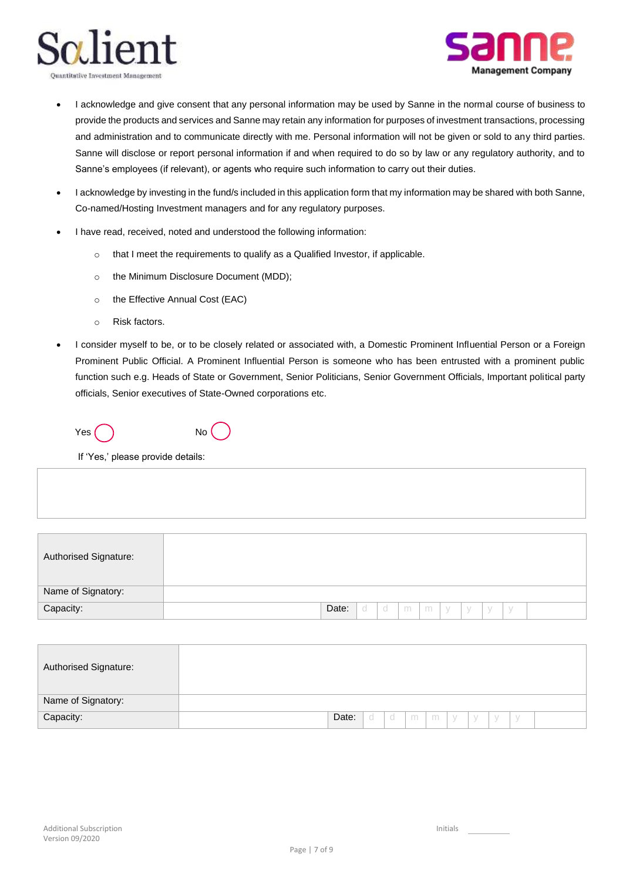- I acknowledge and give consent that any personal information may be used by Sanne in the normal course of business to provide the products and services and Sanne may retain any information for purposes of investment transactions, processing and administration and to communicate directly with me. Personal information will not be given or sold to any third parties. Sanne will disclose or report personal information if and when required to do so by law or any regulatory authority, and to Sanne's employees (if relevant), or agents who require such information to carry out their duties.
- I acknowledge by investing in the fund/s included in this application form that my information may be shared with both Sanne, Co-named/Hosting Investment managers and for any regulatory purposes.
- I have read, received, noted and understood the following information:
  - that I meet the requirements to qualify as a Qualified Investor, if applicable.
  - the Minimum Disclosure Document (MDD);
  - the Effective Annual Cost (EAC)
  - Risk factors.
- I consider myself to be, or to be closely related or associated with, a Domestic Prominent Influential Person or a Foreign Prominent Public Official. A Prominent Influential Person is someone who has been entrusted with a prominent public function such e.g. Heads of State or Government, Senior Politicians, Senior Government Officials, Important political party officials, Senior executives of State-Owned corporations etc.

Yes ◯ No ◯

If 'Yes,' please provide details:

| |
|---|
| |

| Authorised Signature: | | | |
|---|---|---|---|
| Name of Signatory: | | | |
| Capacity: | | Date: | d d m m y y y y |

| Authorised Signature: | | | |
|---|---|---|---|
| Name of Signatory: | | | |
| Capacity: | | Date: | d d m m y y y y |

Additional Subscription
Version 09/2020

Initials \_\_\_\_\_\_\_\_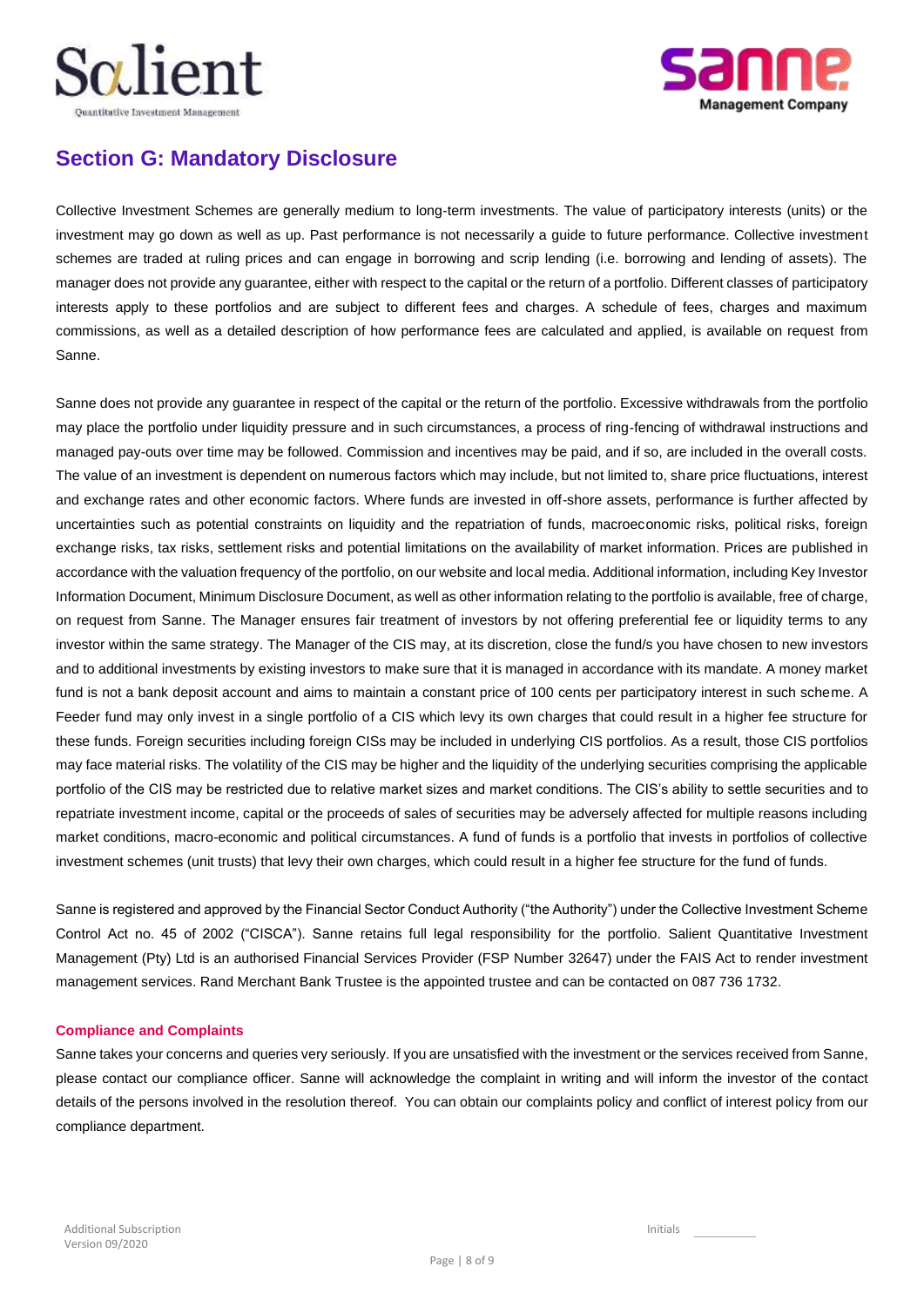## Section G: Mandatory Disclosure

Collective Investment Schemes are generally medium to long-term investments. The value of participatory interests (units) or the investment may go down as well as up. Past performance is not necessarily a guide to future performance. Collective investment schemes are traded at ruling prices and can engage in borrowing and scrip lending (i.e. borrowing and lending of assets). The manager does not provide any guarantee, either with respect to the capital or the return of a portfolio. Different classes of participatory interests apply to these portfolios and are subject to different fees and charges. A schedule of fees, charges and maximum commissions, as well as a detailed description of how performance fees are calculated and applied, is available on request from Sanne.

Sanne does not provide any guarantee in respect of the capital or the return of the portfolio. Excessive withdrawals from the portfolio may place the portfolio under liquidity pressure and in such circumstances, a process of ring-fencing of withdrawal instructions and managed pay-outs over time may be followed. Commission and incentives may be paid, and if so, are included in the overall costs. The value of an investment is dependent on numerous factors which may include, but not limited to, share price fluctuations, interest and exchange rates and other economic factors. Where funds are invested in off-shore assets, performance is further affected by uncertainties such as potential constraints on liquidity and the repatriation of funds, macroeconomic risks, political risks, foreign exchange risks, tax risks, settlement risks and potential limitations on the availability of market information. Prices are published in accordance with the valuation frequency of the portfolio, on our website and local media. Additional information, including Key Investor Information Document, Minimum Disclosure Document, as well as other information relating to the portfolio is available, free of charge, on request from Sanne. The Manager ensures fair treatment of investors by not offering preferential fee or liquidity terms to any investor within the same strategy. The Manager of the CIS may, at its discretion, close the fund/s you have chosen to new investors and to additional investments by existing investors to make sure that it is managed in accordance with its mandate. A money market fund is not a bank deposit account and aims to maintain a constant price of 100 cents per participatory interest in such scheme. A Feeder fund may only invest in a single portfolio of a CIS which levy its own charges that could result in a higher fee structure for these funds. Foreign securities including foreign CISs may be included in underlying CIS portfolios. As a result, those CIS portfolios may face material risks. The volatility of the CIS may be higher and the liquidity of the underlying securities comprising the applicable portfolio of the CIS may be restricted due to relative market sizes and market conditions. The CIS's ability to settle securities and to repatriate investment income, capital or the proceeds of sales of securities may be adversely affected for multiple reasons including market conditions, macro-economic and political circumstances. A fund of funds is a portfolio that invests in portfolios of collective investment schemes (unit trusts) that levy their own charges, which could result in a higher fee structure for the fund of funds.

Sanne is registered and approved by the Financial Sector Conduct Authority ("the Authority") under the Collective Investment Scheme Control Act no. 45 of 2002 ("CISCA"). Sanne retains full legal responsibility for the portfolio. Salient Quantitative Investment Management (Pty) Ltd is an authorised Financial Services Provider (FSP Number 32647) under the FAIS Act to render investment management services. Rand Merchant Bank Trustee is the appointed trustee and can be contacted on 087 736 1732.

#### Compliance and Complaints

Sanne takes your concerns and queries very seriously. If you are unsatisfied with the investment or the services received from Sanne, please contact our compliance officer. Sanne will acknowledge the complaint in writing and will inform the investor of the contact details of the persons involved in the resolution thereof. You can obtain our complaints policy and conflict of interest policy from our compliance department.

Initials ________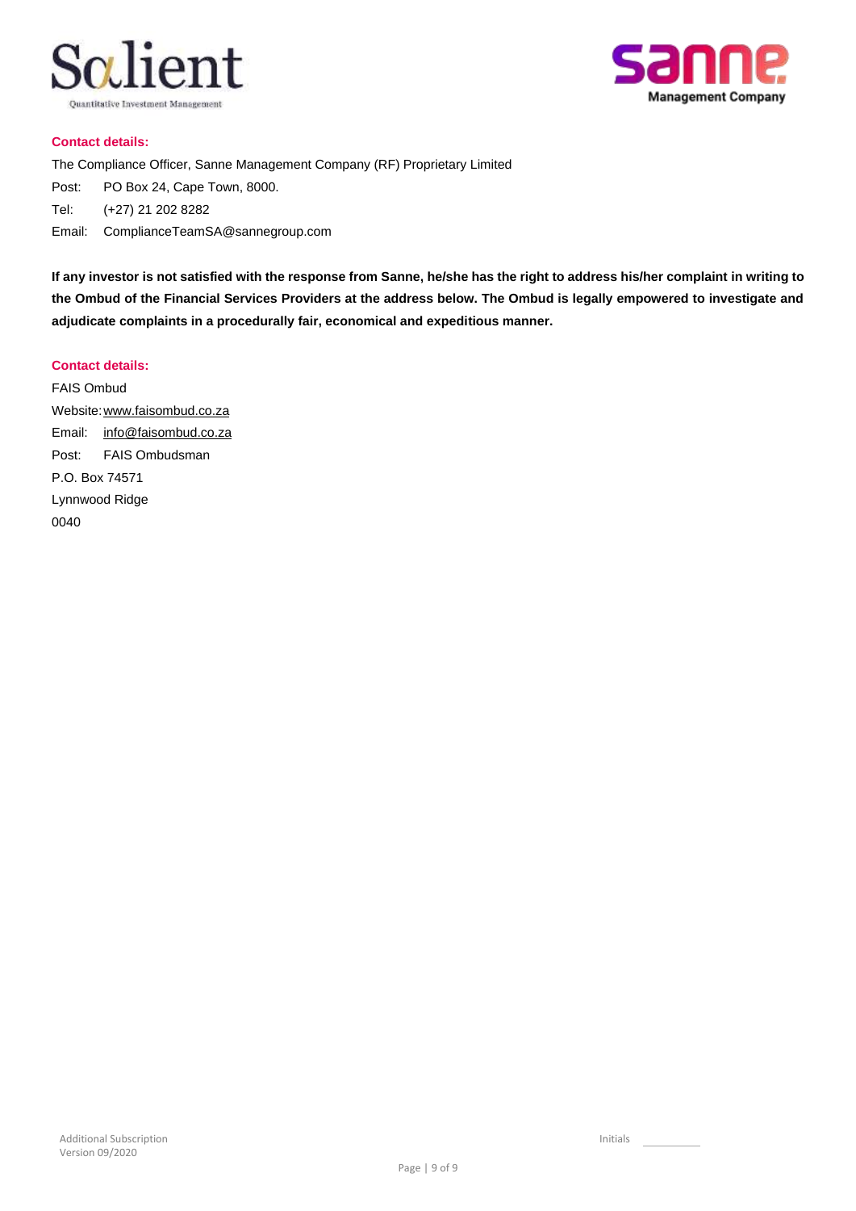**Contact details:**

The Compliance Officer, Sanne Management Company (RF) Proprietary Limited

Post: PO Box 24, Cape Town, 8000.

Tel: (+27) 21 202 8282

Email: ComplianceTeamSA@sannegroup.com

**If any investor is not satisfied with the response from Sanne, he/she has the right to address his/her complaint in writing to the Ombud of the Financial Services Providers at the address below. The Ombud is legally empowered to investigate and adjudicate complaints in a procedurally fair, economical and expeditious manner.**

**Contact details:**

FAIS Ombud

Website: www.faisombud.co.za

Email: info@faisombud.co.za

Post: FAIS Ombudsman

P.O. Box 74571

Lynnwood Ridge

0040

Additional Subscription
Version 09/2020

Initials